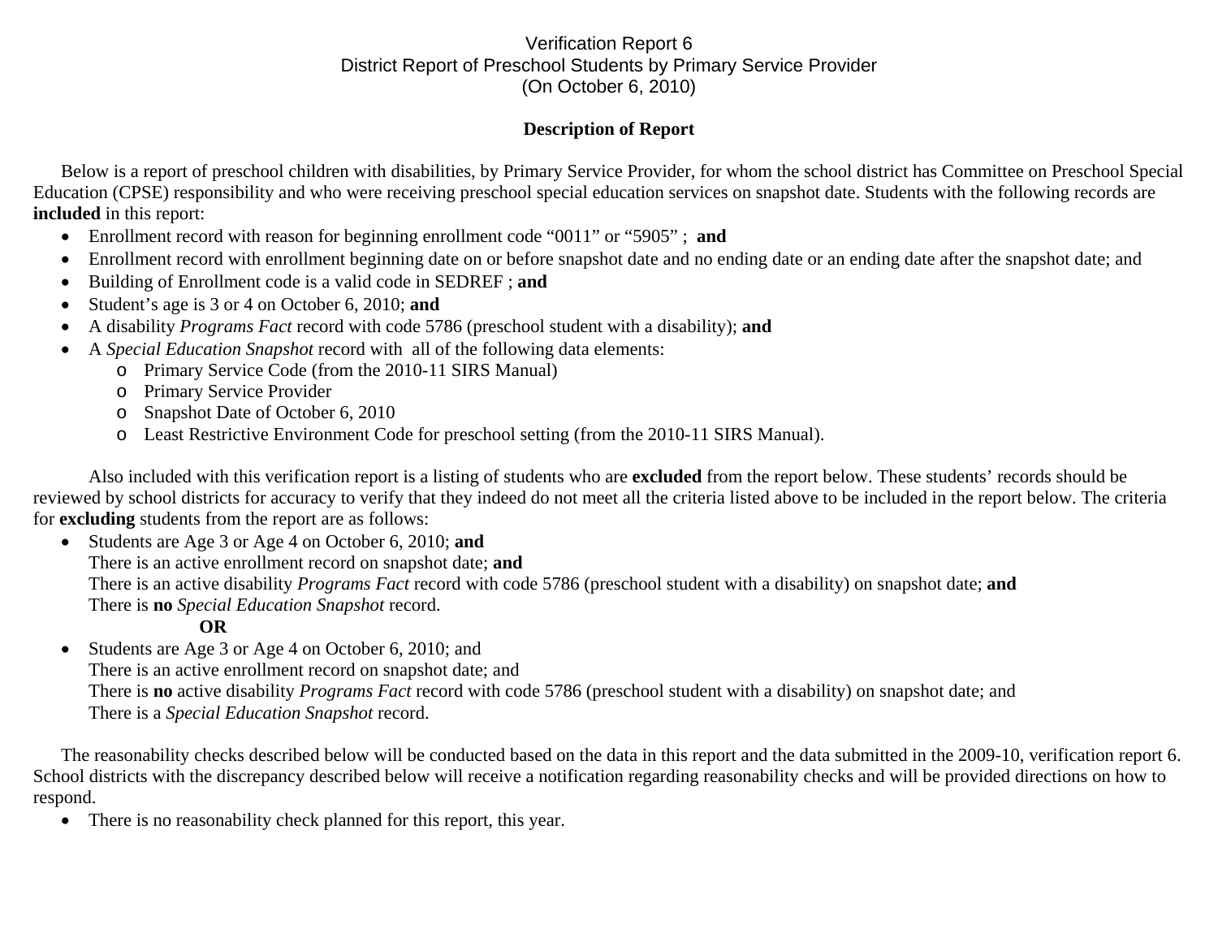# Verification Report 6
# District Report of Preschool Students by Primary Service Provider
# (On October 6, 2010)

## Description of Report

Below is a report of preschool children with disabilities, by Primary Service Provider, for whom the school district has Committee on Preschool Special Education (CPSE) responsibility and who were receiving preschool special education services on snapshot date. Students with the following records are **included** in this report:

- Enrollment record with reason for beginning enrollment code "0011" or "5905" ; **and**
- Enrollment record with enrollment beginning date on or before snapshot date and no ending date or an ending date after the snapshot date; and
- Building of Enrollment code is a valid code in SEDREF ; **and**
- Student's age is 3 or 4 on October 6, 2010; **and**
- A disability *Programs Fact* record with code 5786 (preschool student with a disability); **and**
- A *Special Education Snapshot* record with all of the following data elements:
  - Primary Service Code (from the 2010-11 SIRS Manual)
  - Primary Service Provider
  - Snapshot Date of October 6, 2010
  - Least Restrictive Environment Code for preschool setting (from the 2010-11 SIRS Manual).

Also included with this verification report is a listing of students who are **excluded** from the report below. These students' records should be reviewed by school districts for accuracy to verify that they indeed do not meet all the criteria listed above to be included in the report below. The criteria for **excluding** students from the report are as follows:

- Students are Age 3 or Age 4 on October 6, 2010; **and**
  There is an active enrollment record on snapshot date; **and**
  There is an active disability *Programs Fact* record with code 5786 (preschool student with a disability) on snapshot date; **and**
  There is **no** *Special Education Snapshot* record.

  **OR**

- Students are Age 3 or Age 4 on October 6, 2010; and
  There is an active enrollment record on snapshot date; and
  There is **no** active disability *Programs Fact* record with code 5786 (preschool student with a disability) on snapshot date; and
  There is a *Special Education Snapshot* record.

The reasonability checks described below will be conducted based on the data in this report and the data submitted in the 2009-10, verification report 6. School districts with the discrepancy described below will receive a notification regarding reasonability checks and will be provided directions on how to respond.

- There is no reasonability check planned for this report, this year.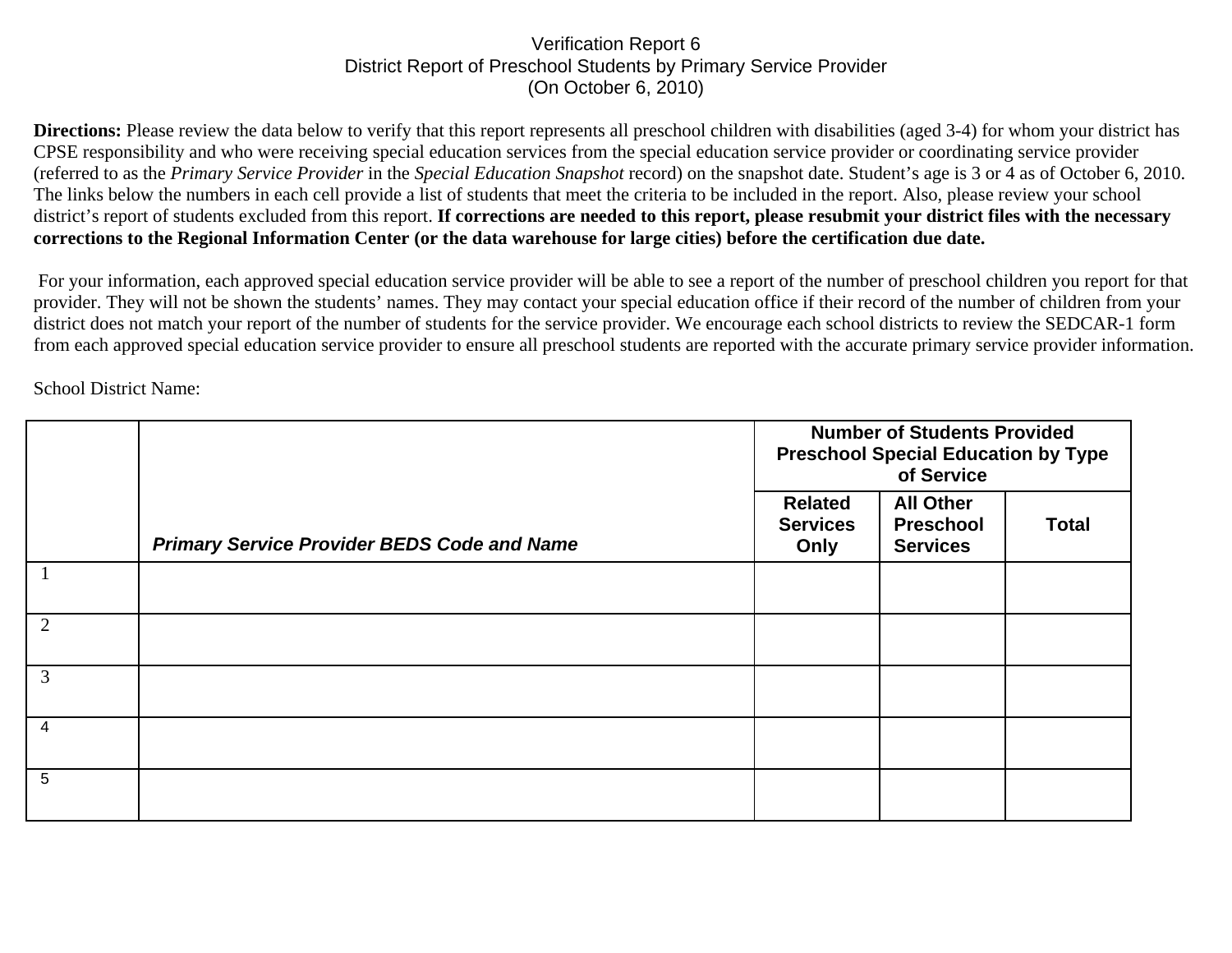Verification Report 6
District Report of Preschool Students by Primary Service Provider
(On October 6, 2010)

**Directions:** Please review the data below to verify that this report represents all preschool children with disabilities (aged 3-4) for whom your district has CPSE responsibility and who were receiving special education services from the special education service provider or coordinating service provider (referred to as the *Primary Service Provider* in the *Special Education Snapshot* record) on the snapshot date. Student's age is 3 or 4 as of October 6, 2010. The links below the numbers in each cell provide a list of students that meet the criteria to be included in the report. Also, please review your school district's report of students excluded from this report. **If corrections are needed to this report, please resubmit your district files with the necessary corrections to the Regional Information Center (or the data warehouse for large cities) before the certification due date.**

For your information, each approved special education service provider will be able to see a report of the number of preschool children you report for that provider. They will not be shown the students' names. They may contact your special education office if their record of the number of children from your district does not match your report of the number of students for the service provider. We encourage each school districts to review the SEDCAR-1 form from each approved special education service provider to ensure all preschool students are reported with the accurate primary service provider information.

School District Name:

| | | **Number of Students Provided Preschool Special Education by Type of Service** | | |
|---|---|---|---|---|
| | ***Primary Service Provider BEDS Code and Name*** | **Related Services Only** | **All Other Preschool Services** | **Total** |
| 1 | | | | |
| 2 | | | | |
| 3 | | | | |
| 4 | | | | |
| 5 | | | | |